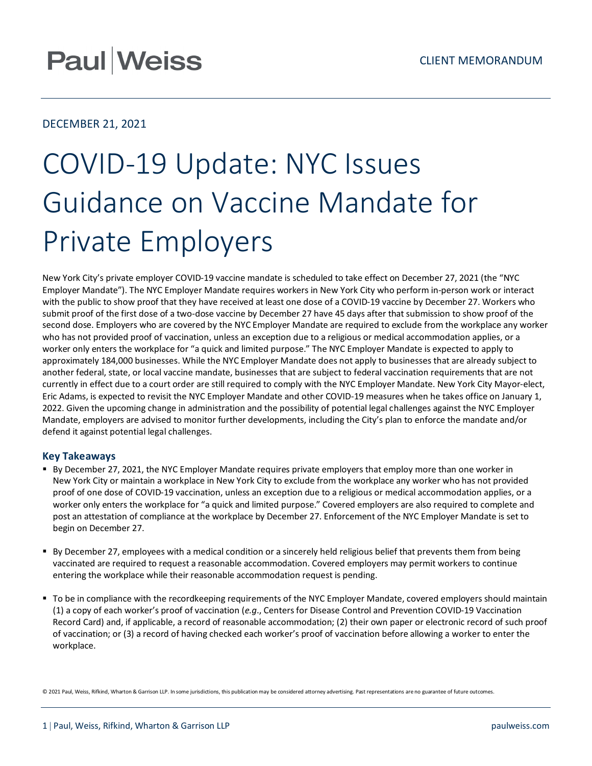Paul|Weiss

CLIENT MEMORANDUM

DECEMBER 21, 2021

# COVID-19 Update: NYC Issues Guidance on Vaccine Mandate for Private Employers

New York City's private employer COVID-19 vaccine mandate is scheduled to take effect on December 27, 2021 (the "NYC Employer Mandate"). The NYC Employer Mandate requires workers in New York City who perform in-person work or interact with the public to show proof that they have received at least one dose of a COVID-19 vaccine by December 27. Workers who submit proof of the first dose of a two-dose vaccine by December 27 have 45 days after that submission to show proof of the second dose. Employers who are covered by the NYC Employer Mandate are required to exclude from the workplace any worker who has not provided proof of vaccination, unless an exception due to a religious or medical accommodation applies, or a worker only enters the workplace for "a quick and limited purpose." The NYC Employer Mandate is expected to apply to approximately 184,000 businesses. While the NYC Employer Mandate does not apply to businesses that are already subject to another federal, state, or local vaccine mandate, businesses that are subject to federal vaccination requirements that are not currently in effect due to a court order are still required to comply with the NYC Employer Mandate. New York City Mayor-elect, Eric Adams, is expected to revisit the NYC Employer Mandate and other COVID-19 measures when he takes office on January 1, 2022. Given the upcoming change in administration and the possibility of potential legal challenges against the NYC Employer Mandate, employers are advised to monitor further developments, including the City's plan to enforce the mandate and/or defend it against potential legal challenges.

### Key Takeaways

- By December 27, 2021, the NYC Employer Mandate requires private employers that employ more than one worker in New York City or maintain a workplace in New York City to exclude from the workplace any worker who has not provided proof of one dose of COVID-19 vaccination, unless an exception due to a religious or medical accommodation applies, or a worker only enters the workplace for "a quick and limited purpose." Covered employers are also required to complete and post an attestation of compliance at the workplace by December 27. Enforcement of the NYC Employer Mandate is set to begin on December 27.

- By December 27, employees with a medical condition or a sincerely held religious belief that prevents them from being vaccinated are required to request a reasonable accommodation. Covered employers may permit workers to continue entering the workplace while their reasonable accommodation request is pending.

- To be in compliance with the recordkeeping requirements of the NYC Employer Mandate, covered employers should maintain (1) a copy of each worker's proof of vaccination (*e.g.*, Centers for Disease Control and Prevention COVID-19 Vaccination Record Card) and, if applicable, a record of reasonable accommodation; (2) their own paper or electronic record of such proof of vaccination; or (3) a record of having checked each worker's proof of vaccination before allowing a worker to enter the workplace.

© 2021 Paul, Weiss, Rifkind, Wharton & Garrison LLP. In some jurisdictions, this publication may be considered attorney advertising. Past representations are no guarantee of future outcomes.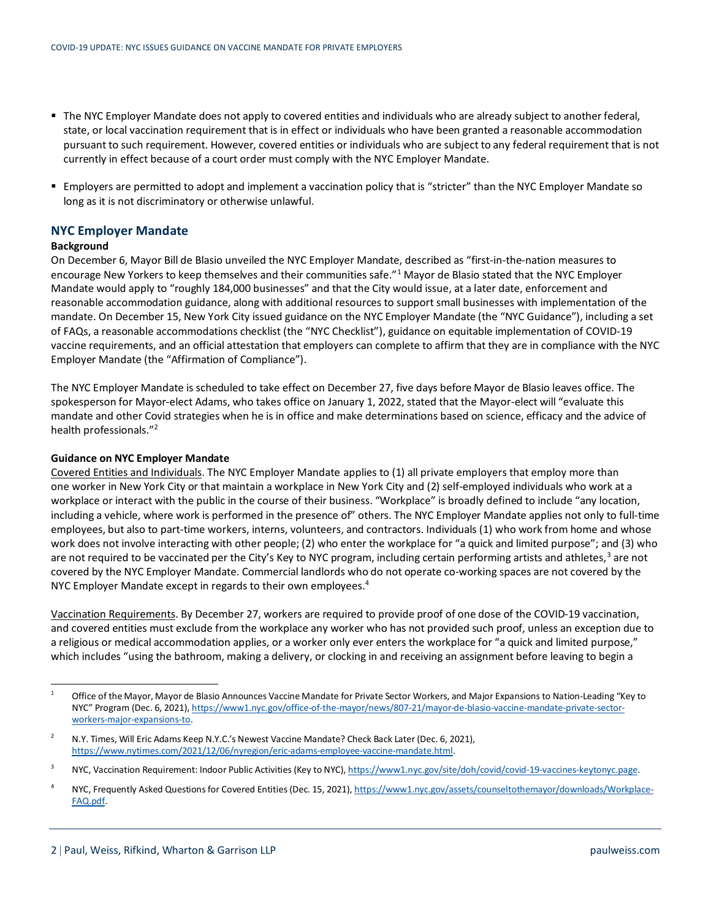- The NYC Employer Mandate does not apply to covered entities and individuals who are already subject to another federal, state, or local vaccination requirement that is in effect or individuals who have been granted a reasonable accommodation pursuant to such requirement. However, covered entities or individuals who are subject to any federal requirement that is not currently in effect because of a court order must comply with the NYC Employer Mandate.

- Employers are permitted to adopt and implement a vaccination policy that is "stricter" than the NYC Employer Mandate so long as it is not discriminatory or otherwise unlawful.

## NYC Employer Mandate

**Background**

On December 6, Mayor Bill de Blasio unveiled the NYC Employer Mandate, described as "first-in-the-nation measures to encourage New Yorkers to keep themselves and their communities safe."[1] Mayor de Blasio stated that the NYC Employer Mandate would apply to "roughly 184,000 businesses" and that the City would issue, at a later date, enforcement and reasonable accommodation guidance, along with additional resources to support small businesses with implementation of the mandate. On December 15, New York City issued guidance on the NYC Employer Mandate (the "NYC Guidance"), including a set of FAQs, a reasonable accommodations checklist (the "NYC Checklist"), guidance on equitable implementation of COVID-19 vaccine requirements, and an official attestation that employers can complete to affirm that they are in compliance with the NYC Employer Mandate (the "Affirmation of Compliance").

The NYC Employer Mandate is scheduled to take effect on December 27, five days before Mayor de Blasio leaves office. The spokesperson for Mayor-elect Adams, who takes office on January 1, 2022, stated that the Mayor-elect will "evaluate this mandate and other Covid strategies when he is in office and make determinations based on science, efficacy and the advice of health professionals."[2]

**Guidance on NYC Employer Mandate**

Covered Entities and Individuals. The NYC Employer Mandate applies to (1) all private employers that employ more than one worker in New York City or that maintain a workplace in New York City and (2) self-employed individuals who work at a workplace or interact with the public in the course of their business. "Workplace" is broadly defined to include "any location, including a vehicle, where work is performed in the presence of" others. The NYC Employer Mandate applies not only to full-time employees, but also to part-time workers, interns, volunteers, and contractors. Individuals (1) who work from home and whose work does not involve interacting with other people; (2) who enter the workplace for "a quick and limited purpose"; and (3) who are not required to be vaccinated per the City's Key to NYC program, including certain performing artists and athletes,[3] are not covered by the NYC Employer Mandate. Commercial landlords who do not operate co-working spaces are not covered by the NYC Employer Mandate except in regards to their own employees.[4]

Vaccination Requirements. By December 27, workers are required to provide proof of one dose of the COVID-19 vaccination, and covered entities must exclude from the workplace any worker who has not provided such proof, unless an exception due to a religious or medical accommodation applies, or a worker only ever enters the workplace for "a quick and limited purpose," which includes "using the bathroom, making a delivery, or clocking in and receiving an assignment before leaving to begin a

---

[1] Office of the Mayor, Mayor de Blasio Announces Vaccine Mandate for Private Sector Workers, and Major Expansions to Nation-Leading "Key to NYC" Program (Dec. 6, 2021), https://www1.nyc.gov/office-of-the-mayor/news/807-21/mayor-de-blasio-vaccine-mandate-private-sector-workers-major-expansions-to.

[2] N.Y. Times, Will Eric Adams Keep N.Y.C.'s Newest Vaccine Mandate? Check Back Later (Dec. 6, 2021), https://www.nytimes.com/2021/12/06/nyregion/eric-adams-employee-vaccine-mandate.html.

[3] NYC, Vaccination Requirement: Indoor Public Activities (Key to NYC), https://www1.nyc.gov/site/doh/covid/covid-19-vaccines-keytonyc.page.

[4] NYC, Frequently Asked Questions for Covered Entities (Dec. 15, 2021), https://www1.nyc.gov/assets/counseltothemayor/downloads/Workplace-FAQ.pdf.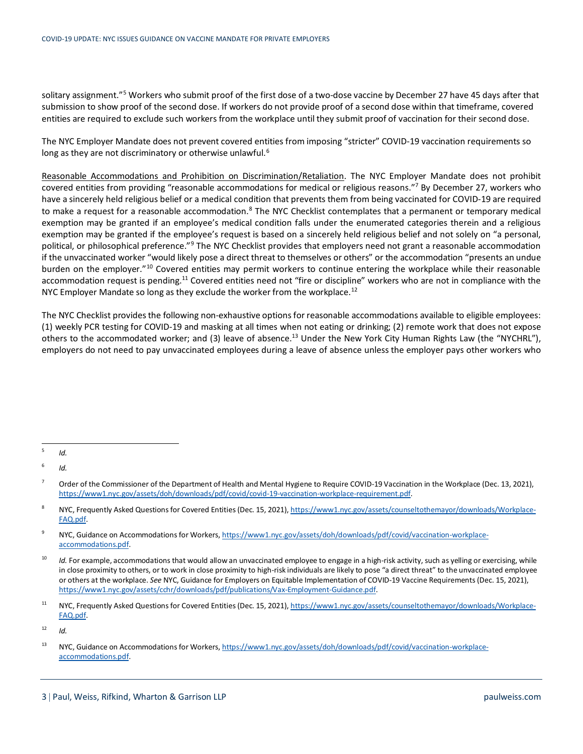solitary assignment."[5] Workers who submit proof of the first dose of a two-dose vaccine by December 27 have 45 days after that submission to show proof of the second dose. If workers do not provide proof of a second dose within that timeframe, covered entities are required to exclude such workers from the workplace until they submit proof of vaccination for their second dose.

The NYC Employer Mandate does not prevent covered entities from imposing "stricter" COVID-19 vaccination requirements so long as they are not discriminatory or otherwise unlawful.[6]

Reasonable Accommodations and Prohibition on Discrimination/Retaliation. The NYC Employer Mandate does not prohibit covered entities from providing "reasonable accommodations for medical or religious reasons."[7] By December 27, workers who have a sincerely held religious belief or a medical condition that prevents them from being vaccinated for COVID-19 are required to make a request for a reasonable accommodation.[8] The NYC Checklist contemplates that a permanent or temporary medical exemption may be granted if an employee's medical condition falls under the enumerated categories therein and a religious exemption may be granted if the employee's request is based on a sincerely held religious belief and not solely on "a personal, political, or philosophical preference."[9] The NYC Checklist provides that employers need not grant a reasonable accommodation if the unvaccinated worker "would likely pose a direct threat to themselves or others" or the accommodation "presents an undue burden on the employer."[10] Covered entities may permit workers to continue entering the workplace while their reasonable accommodation request is pending.[11] Covered entities need not "fire or discipline" workers who are not in compliance with the NYC Employer Mandate so long as they exclude the worker from the workplace.[12]

The NYC Checklist provides the following non-exhaustive options for reasonable accommodations available to eligible employees: (1) weekly PCR testing for COVID-19 and masking at all times when not eating or drinking; (2) remote work that does not expose others to the accommodated worker; and (3) leave of absence.[13] Under the New York City Human Rights Law (the "NYCHRL"), employers do not need to pay unvaccinated employees during a leave of absence unless the employer pays other workers who

---

[5] *Id.*

[6] *Id.*

[7] Order of the Commissioner of the Department of Health and Mental Hygiene to Require COVID-19 Vaccination in the Workplace (Dec. 13, 2021), https://www1.nyc.gov/assets/doh/downloads/pdf/covid/covid-19-vaccination-workplace-requirement.pdf.

[8] NYC, Frequently Asked Questions for Covered Entities (Dec. 15, 2021), https://www1.nyc.gov/assets/counseltothemayor/downloads/Workplace-FAQ.pdf.

[9] NYC, Guidance on Accommodations for Workers, https://www1.nyc.gov/assets/doh/downloads/pdf/covid/vaccination-workplace-accommodations.pdf.

[10] *Id.* For example, accommodations that would allow an unvaccinated employee to engage in a high-risk activity, such as yelling or exercising, while in close proximity to others, or to work in close proximity to high-risk individuals are likely to pose "a direct threat" to the unvaccinated employee or others at the workplace. *See* NYC, Guidance for Employers on Equitable Implementation of COVID-19 Vaccine Requirements (Dec. 15, 2021), https://www1.nyc.gov/assets/cchr/downloads/pdf/publications/Vax-Employment-Guidance.pdf.

[11] NYC, Frequently Asked Questions for Covered Entities (Dec. 15, 2021), https://www1.nyc.gov/assets/counseltothemayor/downloads/Workplace-FAQ.pdf.

[12] *Id.*

[13] NYC, Guidance on Accommodations for Workers, https://www1.nyc.gov/assets/doh/downloads/pdf/covid/vaccination-workplace-accommodations.pdf.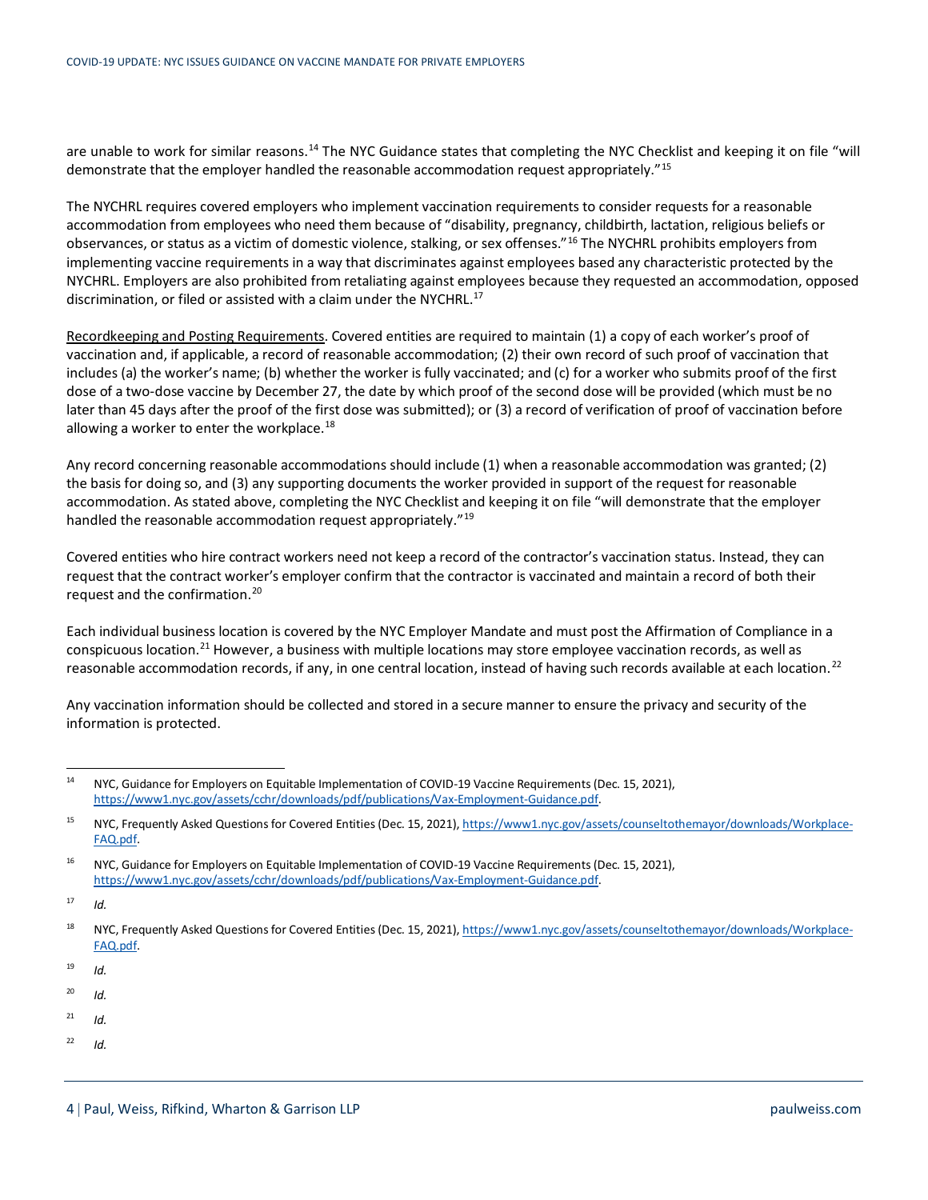are unable to work for similar reasons.[14] The NYC Guidance states that completing the NYC Checklist and keeping it on file "will demonstrate that the employer handled the reasonable accommodation request appropriately."[15]

The NYCHRL requires covered employers who implement vaccination requirements to consider requests for a reasonable accommodation from employees who need them because of "disability, pregnancy, childbirth, lactation, religious beliefs or observances, or status as a victim of domestic violence, stalking, or sex offenses."[16] The NYCHRL prohibits employers from implementing vaccine requirements in a way that discriminates against employees based any characteristic protected by the NYCHRL. Employers are also prohibited from retaliating against employees because they requested an accommodation, opposed discrimination, or filed or assisted with a claim under the NYCHRL.[17]

Recordkeeping and Posting Requirements. Covered entities are required to maintain (1) a copy of each worker's proof of vaccination and, if applicable, a record of reasonable accommodation; (2) their own record of such proof of vaccination that includes (a) the worker's name; (b) whether the worker is fully vaccinated; and (c) for a worker who submits proof of the first dose of a two-dose vaccine by December 27, the date by which proof of the second dose will be provided (which must be no later than 45 days after the proof of the first dose was submitted); or (3) a record of verification of proof of vaccination before allowing a worker to enter the workplace.[18]

Any record concerning reasonable accommodations should include (1) when a reasonable accommodation was granted; (2) the basis for doing so, and (3) any supporting documents the worker provided in support of the request for reasonable accommodation. As stated above, completing the NYC Checklist and keeping it on file "will demonstrate that the employer handled the reasonable accommodation request appropriately."[19]

Covered entities who hire contract workers need not keep a record of the contractor's vaccination status. Instead, they can request that the contract worker's employer confirm that the contractor is vaccinated and maintain a record of both their request and the confirmation.[20]

Each individual business location is covered by the NYC Employer Mandate and must post the Affirmation of Compliance in a conspicuous location.[21] However, a business with multiple locations may store employee vaccination records, as well as reasonable accommodation records, if any, in one central location, instead of having such records available at each location.[22]

Any vaccination information should be collected and stored in a secure manner to ensure the privacy and security of the information is protected.

---

[14] NYC, Guidance for Employers on Equitable Implementation of COVID-19 Vaccine Requirements (Dec. 15, 2021), https://www1.nyc.gov/assets/cchr/downloads/pdf/publications/Vax-Employment-Guidance.pdf.

[15] NYC, Frequently Asked Questions for Covered Entities (Dec. 15, 2021), https://www1.nyc.gov/assets/counseltothemayor/downloads/Workplace-FAQ.pdf.

[16] NYC, Guidance for Employers on Equitable Implementation of COVID-19 Vaccine Requirements (Dec. 15, 2021), https://www1.nyc.gov/assets/cchr/downloads/pdf/publications/Vax-Employment-Guidance.pdf.

[17] *Id.*

[18] NYC, Frequently Asked Questions for Covered Entities (Dec. 15, 2021), https://www1.nyc.gov/assets/counseltothemayor/downloads/Workplace-FAQ.pdf.

[19] *Id.*

[20] *Id.*

[21] *Id.*

[22] *Id.*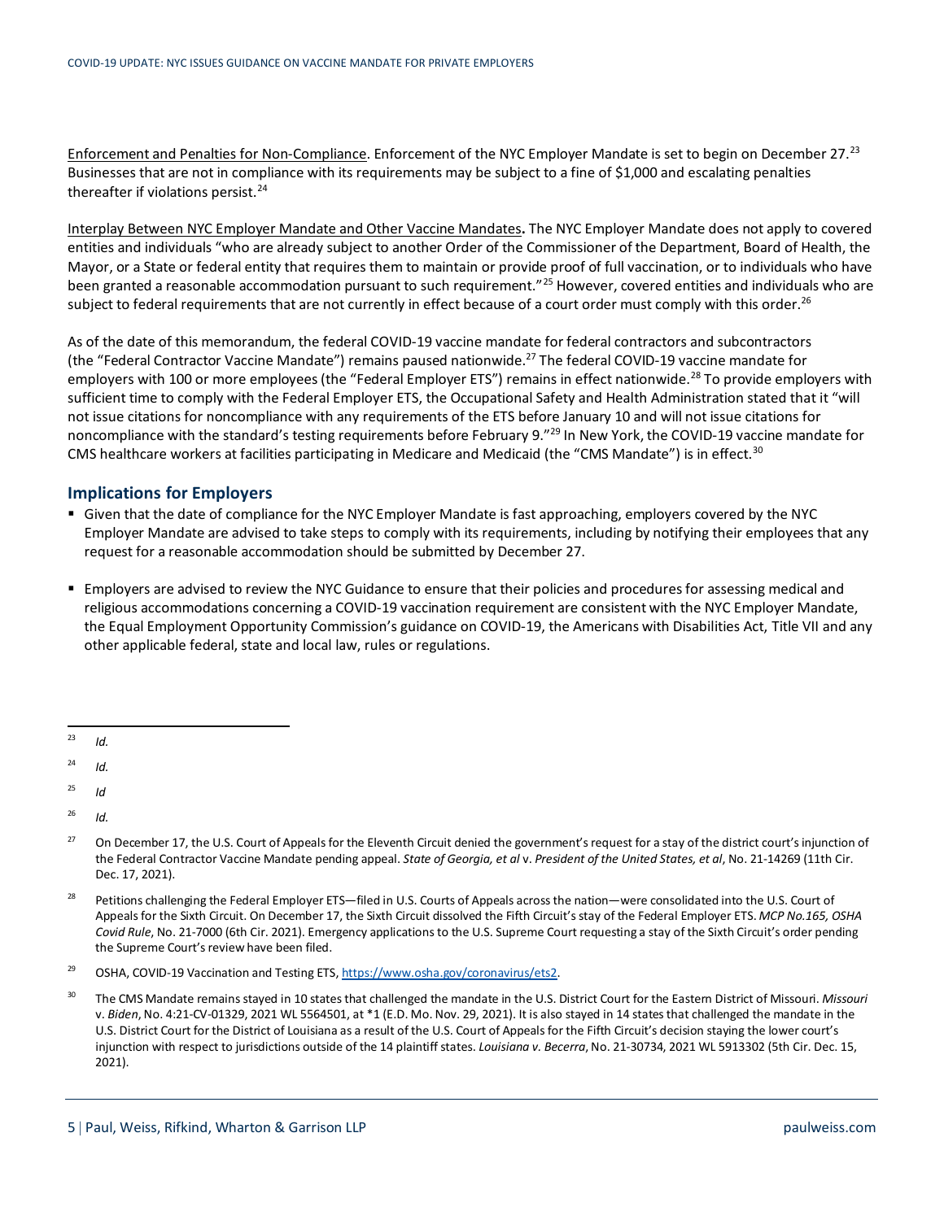Enforcement and Penalties for Non-Compliance. Enforcement of the NYC Employer Mandate is set to begin on December 27.[23] Businesses that are not in compliance with its requirements may be subject to a fine of $1,000 and escalating penalties thereafter if violations persist.[24]

Interplay Between NYC Employer Mandate and Other Vaccine Mandates**.** The NYC Employer Mandate does not apply to covered entities and individuals "who are already subject to another Order of the Commissioner of the Department, Board of Health, the Mayor, or a State or federal entity that requires them to maintain or provide proof of full vaccination, or to individuals who have been granted a reasonable accommodation pursuant to such requirement."[25] However, covered entities and individuals who are subject to federal requirements that are not currently in effect because of a court order must comply with this order.[26]

As of the date of this memorandum, the federal COVID-19 vaccine mandate for federal contractors and subcontractors (the "Federal Contractor Vaccine Mandate") remains paused nationwide.[27] The federal COVID-19 vaccine mandate for employers with 100 or more employees (the "Federal Employer ETS") remains in effect nationwide.[28] To provide employers with sufficient time to comply with the Federal Employer ETS, the Occupational Safety and Health Administration stated that it "will not issue citations for noncompliance with any requirements of the ETS before January 10 and will not issue citations for noncompliance with the standard's testing requirements before February 9."[29] In New York, the COVID-19 vaccine mandate for CMS healthcare workers at facilities participating in Medicare and Medicaid (the "CMS Mandate") is in effect.[30]

## Implications for Employers

- Given that the date of compliance for the NYC Employer Mandate is fast approaching, employers covered by the NYC Employer Mandate are advised to take steps to comply with its requirements, including by notifying their employees that any request for a reasonable accommodation should be submitted by December 27.

- Employers are advised to review the NYC Guidance to ensure that their policies and procedures for assessing medical and religious accommodations concerning a COVID-19 vaccination requirement are consistent with the NYC Employer Mandate, the Equal Employment Opportunity Commission's guidance on COVID-19, the Americans with Disabilities Act, Title VII and any other applicable federal, state and local law, rules or regulations.

---

[23] *Id.*

[24] *Id.*

[25] *Id*

[26] *Id.*

[27] On December 17, the U.S. Court of Appeals for the Eleventh Circuit denied the government's request for a stay of the district court's injunction of the Federal Contractor Vaccine Mandate pending appeal. *State of Georgia, et al* v. *President of the United States, et al*, No. 21-14269 (11th Cir. Dec. 17, 2021).

[28] Petitions challenging the Federal Employer ETS—filed in U.S. Courts of Appeals across the nation—were consolidated into the U.S. Court of Appeals for the Sixth Circuit. On December 17, the Sixth Circuit dissolved the Fifth Circuit's stay of the Federal Employer ETS. *MCP No.165, OSHA Covid Rule*, No. 21-7000 (6th Cir. 2021). Emergency applications to the U.S. Supreme Court requesting a stay of the Sixth Circuit's order pending the Supreme Court's review have been filed.

[29] OSHA, COVID-19 Vaccination and Testing ETS, https://www.osha.gov/coronavirus/ets2.

[30] The CMS Mandate remains stayed in 10 states that challenged the mandate in the U.S. District Court for the Eastern District of Missouri. *Missouri* v. *Biden*, No. 4:21-CV-01329, 2021 WL 5564501, at *1 (E.D. Mo. Nov. 29, 2021). It is also stayed in 14 states that challenged the mandate in the U.S. District Court for the District of Louisiana as a result of the U.S. Court of Appeals for the Fifth Circuit's decision staying the lower court's injunction with respect to jurisdictions outside of the 14 plaintiff states. *Louisiana v. Becerra*, No. 21-30734, 2021 WL 5913302 (5th Cir. Dec. 15, 2021).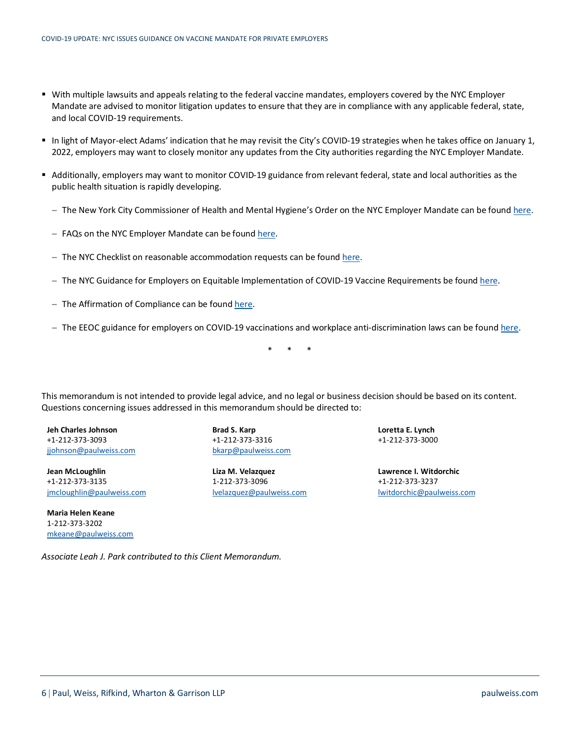- With multiple lawsuits and appeals relating to the federal vaccine mandates, employers covered by the NYC Employer Mandate are advised to monitor litigation updates to ensure that they are in compliance with any applicable federal, state, and local COVID-19 requirements.
- In light of Mayor-elect Adams' indication that he may revisit the City's COVID-19 strategies when he takes office on January 1, 2022, employers may want to closely monitor any updates from the City authorities regarding the NYC Employer Mandate.
- Additionally, employers may want to monitor COVID-19 guidance from relevant federal, state and local authorities as the public health situation is rapidly developing.
  - The New York City Commissioner of Health and Mental Hygiene's Order on the NYC Employer Mandate can be found here.
  - FAQs on the NYC Employer Mandate can be found here.
  - The NYC Checklist on reasonable accommodation requests can be found here.
  - The NYC Guidance for Employers on Equitable Implementation of COVID-19 Vaccine Requirements be found here.
  - The Affirmation of Compliance can be found here.
  - The EEOC guidance for employers on COVID-19 vaccinations and workplace anti-discrimination laws can be found here.

\* \* \*

This memorandum is not intended to provide legal advice, and no legal or business decision should be based on its content. Questions concerning issues addressed in this memorandum should be directed to:

**Jeh Charles Johnson**
+1-212-373-3093
jjohnson@paulweiss.com

**Brad S. Karp**
+1-212-373-3316
bkarp@paulweiss.com

**Loretta E. Lynch**
+1-212-373-3000

**Jean McLoughlin**
+1-212-373-3135
jmcloughlin@paulweiss.com

**Liza M. Velazquez**
1-212-373-3096
lvelazquez@paulweiss.com

**Lawrence I. Witdorchic**
+1-212-373-3237
lwitdorchic@paulweiss.com

**Maria Helen Keane**
1-212-373-3202
mkeane@paulweiss.com

*Associate Leah J. Park contributed to this Client Memorandum.*